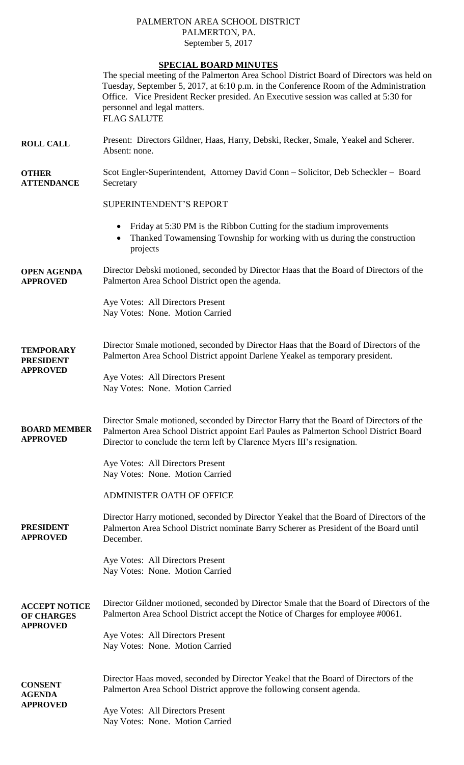PALMERTON AREA SCHOOL DISTRICT
PALMERTON, PA.
September 5, 2017

## SPECIAL BOARD MINUTES

The special meeting of the Palmerton Area School District Board of Directors was held on Tuesday, September 5, 2017, at 6:10 p.m. in the Conference Room of the Administration Office. Vice President Recker presided. An Executive session was called at 5:30 for personnel and legal matters.

FLAG SALUTE

**ROLL CALL**

Present: Directors Gildner, Haas, Harry, Debski, Recker, Smale, Yeakel and Scherer. Absent: none.

**OTHER ATTENDANCE**

Scot Engler-Superintendent, Attorney David Conn – Solicitor, Deb Scheckler – Board Secretary

SUPERINTENDENT'S REPORT

- Friday at 5:30 PM is the Ribbon Cutting for the stadium improvements
- Thanked Towamensing Township for working with us during the construction projects

**OPEN AGENDA APPROVED**

Director Debski motioned, seconded by Director Haas that the Board of Directors of the Palmerton Area School District open the agenda.

Aye Votes: All Directors Present
Nay Votes: None. Motion Carried

**TEMPORARY PRESIDENT APPROVED**

Director Smale motioned, seconded by Director Haas that the Board of Directors of the Palmerton Area School District appoint Darlene Yeakel as temporary president.

Aye Votes: All Directors Present
Nay Votes: None. Motion Carried

**BOARD MEMBER APPROVED**

Director Smale motioned, seconded by Director Harry that the Board of Directors of the Palmerton Area School District appoint Earl Paules as Palmerton School District Board Director to conclude the term left by Clarence Myers III's resignation.

Aye Votes: All Directors Present
Nay Votes: None. Motion Carried

ADMINISTER OATH OF OFFICE

**PRESIDENT APPROVED**

Director Harry motioned, seconded by Director Yeakel that the Board of Directors of the Palmerton Area School District nominate Barry Scherer as President of the Board until December.

Aye Votes: All Directors Present
Nay Votes: None. Motion Carried

**ACCEPT NOTICE OF CHARGES APPROVED**

Director Gildner motioned, seconded by Director Smale that the Board of Directors of the Palmerton Area School District accept the Notice of Charges for employee #0061.

Aye Votes: All Directors Present
Nay Votes: None. Motion Carried

**CONSENT AGENDA APPROVED**

Director Haas moved, seconded by Director Yeakel that the Board of Directors of the Palmerton Area School District approve the following consent agenda.

Aye Votes: All Directors Present
Nay Votes: None. Motion Carried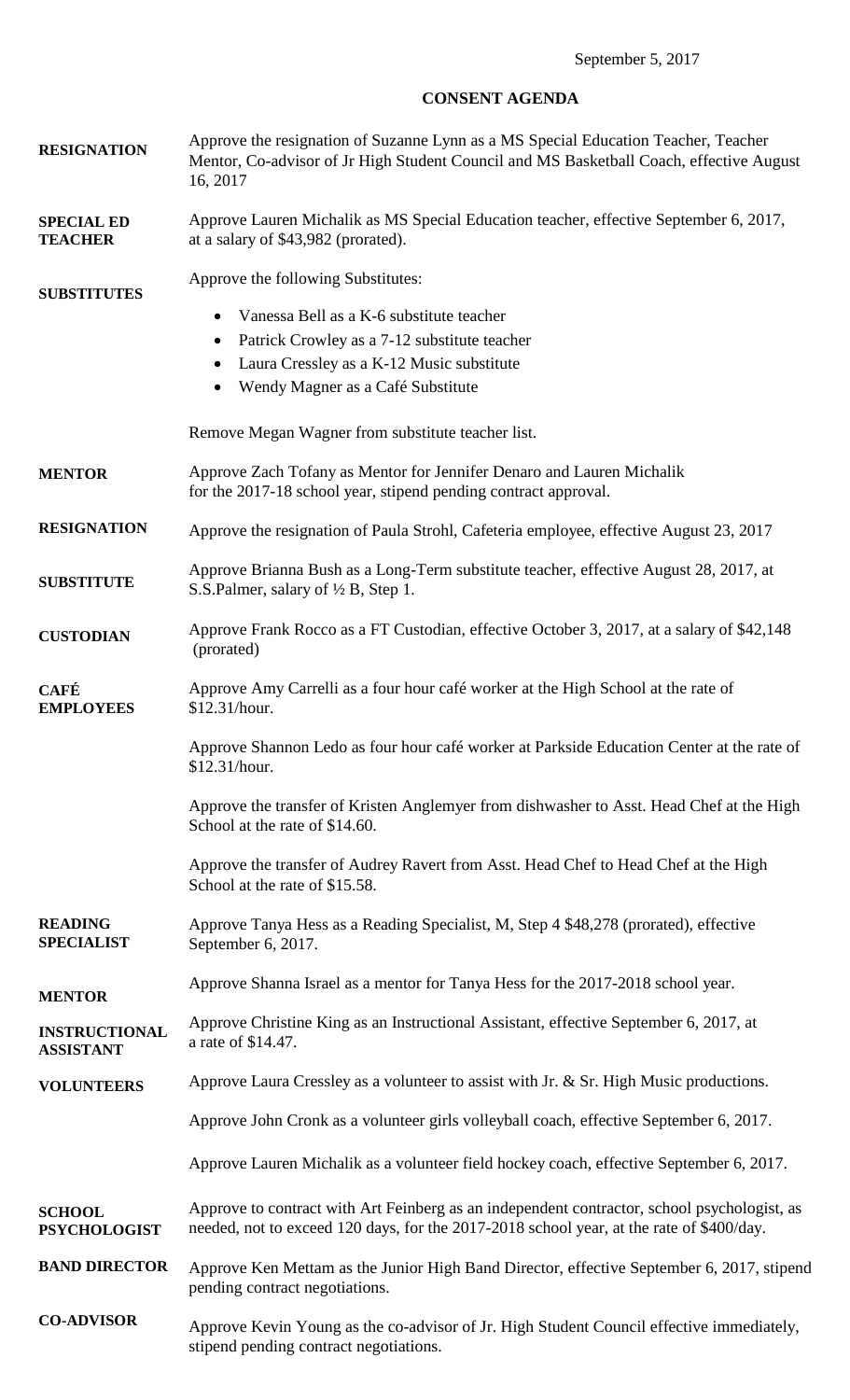September 5, 2017

## CONSENT AGENDA

| | |
|---|---|
| **RESIGNATION** | Approve the resignation of Suzanne Lynn as a MS Special Education Teacher, Teacher Mentor, Co-advisor of Jr High Student Council and MS Basketball Coach, effective August 16, 2017 |
| **SPECIAL ED TEACHER** | Approve Lauren Michalik as MS Special Education teacher, effective September 6, 2017, at a salary of $43,982 (prorated). |
| **SUBSTITUTES** | Approve the following Substitutes:<br>• Vanessa Bell as a K-6 substitute teacher<br>• Patrick Crowley as a 7-12 substitute teacher<br>• Laura Cressley as a K-12 Music substitute<br>• Wendy Magner as a Café Substitute<br><br>Remove Megan Wagner from substitute teacher list. |
| **MENTOR** | Approve Zach Tofany as Mentor for Jennifer Denaro and Lauren Michalik for the 2017-18 school year, stipend pending contract approval. |
| **RESIGNATION** | Approve the resignation of Paula Strohl, Cafeteria employee, effective August 23, 2017 |
| **SUBSTITUTE** | Approve Brianna Bush as a Long-Term substitute teacher, effective August 28, 2017, at S.S.Palmer, salary of ½ B, Step 1. |
| **CUSTODIAN** | Approve Frank Rocco as a FT Custodian, effective October 3, 2017, at a salary of $42,148 (prorated) |
| **CAFÉ EMPLOYEES** | Approve Amy Carrelli as a four hour café worker at the High School at the rate of $12.31/hour.<br><br>Approve Shannon Ledo as four hour café worker at Parkside Education Center at the rate of $12.31/hour.<br><br>Approve the transfer of Kristen Anglemyer from dishwasher to Asst. Head Chef at the High School at the rate of $14.60.<br><br>Approve the transfer of Audrey Ravert from Asst. Head Chef to Head Chef at the High School at the rate of $15.58. |
| **READING SPECIALIST** | Approve Tanya Hess as a Reading Specialist, M, Step 4 $48,278 (prorated), effective September 6, 2017. |
| **MENTOR** | Approve Shanna Israel as a mentor for Tanya Hess for the 2017-2018 school year. |
| **INSTRUCTIONAL ASSISTANT** | Approve Christine King as an Instructional Assistant, effective September 6, 2017, at a rate of $14.47. |
| **VOLUNTEERS** | Approve Laura Cressley as a volunteer to assist with Jr. & Sr. High Music productions.<br><br>Approve John Cronk as a volunteer girls volleyball coach, effective September 6, 2017.<br><br>Approve Lauren Michalik as a volunteer field hockey coach, effective September 6, 2017. |
| **SCHOOL PSYCHOLOGIST** | Approve to contract with Art Feinberg as an independent contractor, school psychologist, as needed, not to exceed 120 days, for the 2017-2018 school year, at the rate of $400/day. |
| **BAND DIRECTOR** | Approve Ken Mettam as the Junior High Band Director, effective September 6, 2017, stipend pending contract negotiations. |
| **CO-ADVISOR** | Approve Kevin Young as the co-advisor of Jr. High Student Council effective immediately, stipend pending contract negotiations. |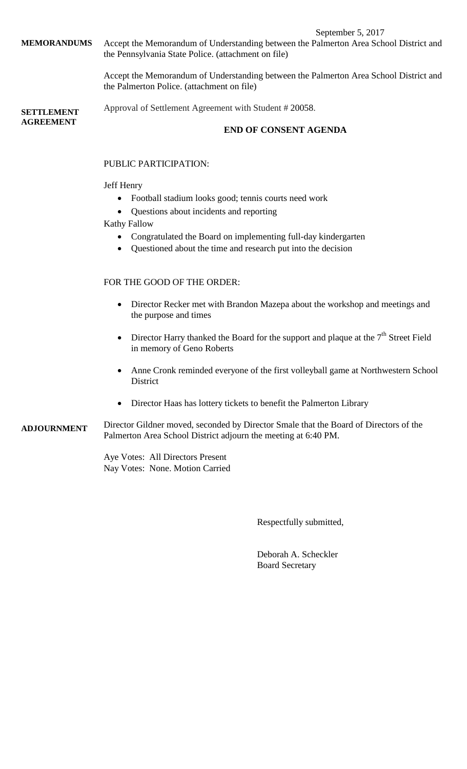September 5, 2017

**MEMORANDUMS** Accept the Memorandum of Understanding between the Palmerton Area School District and the Pennsylvania State Police. (attachment on file)

Accept the Memorandum of Understanding between the Palmerton Area School District and the Palmerton Police. (attachment on file)

**SETTLEMENT AGREEMENT** Approval of Settlement Agreement with Student # 20058.

**END OF CONSENT AGENDA**

PUBLIC PARTICIPATION:

Jeff Henry

- Football stadium looks good; tennis courts need work
- Questions about incidents and reporting

Kathy Fallow

- Congratulated the Board on implementing full-day kindergarten
- Questioned about the time and research put into the decision

FOR THE GOOD OF THE ORDER:

- Director Recker met with Brandon Mazepa about the workshop and meetings and the purpose and times
- Director Harry thanked the Board for the support and plaque at the 7th Street Field in memory of Geno Roberts
- Anne Cronk reminded everyone of the first volleyball game at Northwestern School District
- Director Haas has lottery tickets to benefit the Palmerton Library

**ADJOURNMENT** Director Gildner moved, seconded by Director Smale that the Board of Directors of the Palmerton Area School District adjourn the meeting at 6:40 PM.

Aye Votes: All Directors Present
Nay Votes: None. Motion Carried

Respectfully submitted,

Deborah A. Scheckler
Board Secretary